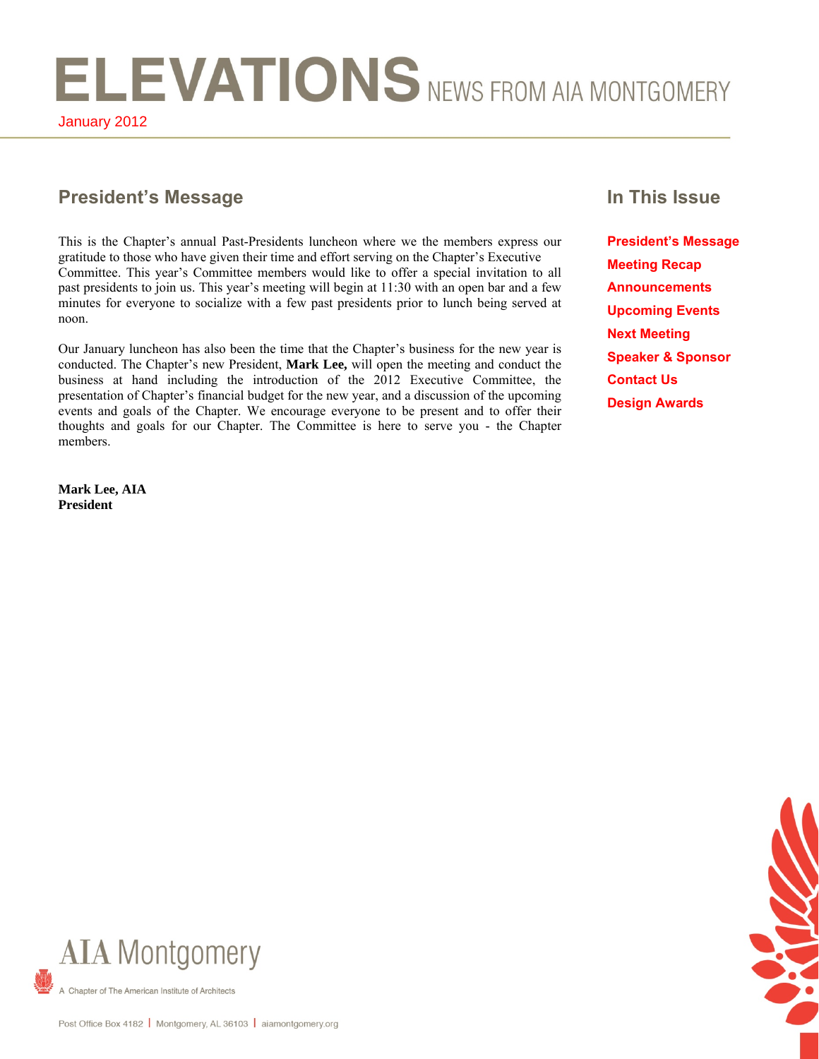# ELEVATIONS NEWS FROM AIA MONTGOMERY

January 2012

## President's Message

This is the Chapter's annual Past-Presidents luncheon where we the members express our gratitude to those who have given their time and effort serving on the Chapter's Executive Committee. This year's Committee members would like to offer a special invitation to all past presidents to join us. This year's meeting will begin at 11:30 with an open bar and a few minutes for everyone to socialize with a few past presidents prior to lunch being served at noon.

Our January luncheon has also been the time that the Chapter's business for the new year is conducted. The Chapter's new President, **Mark Lee,** will open the meeting and conduct the business at hand including the introduction of the 2012 Executive Committee, the presentation of Chapter's financial budget for the new year, and a discussion of the upcoming events and goals of the Chapter. We encourage everyone to be present and to offer their thoughts and goals for our Chapter. The Committee is here to serve you - the Chapter members.

**Mark Lee, AIA**
**President**

## In This Issue

- President's Message
- Meeting Recap
- Announcements
- Upcoming Events
- Next Meeting
- Speaker & Sponsor
- Contact Us
- Design Awards

AIA Montgomery

A Chapter of The American Institute of Architects

Post Office Box 4182 | Montgomery, AL 36103 | aiamontgomery.org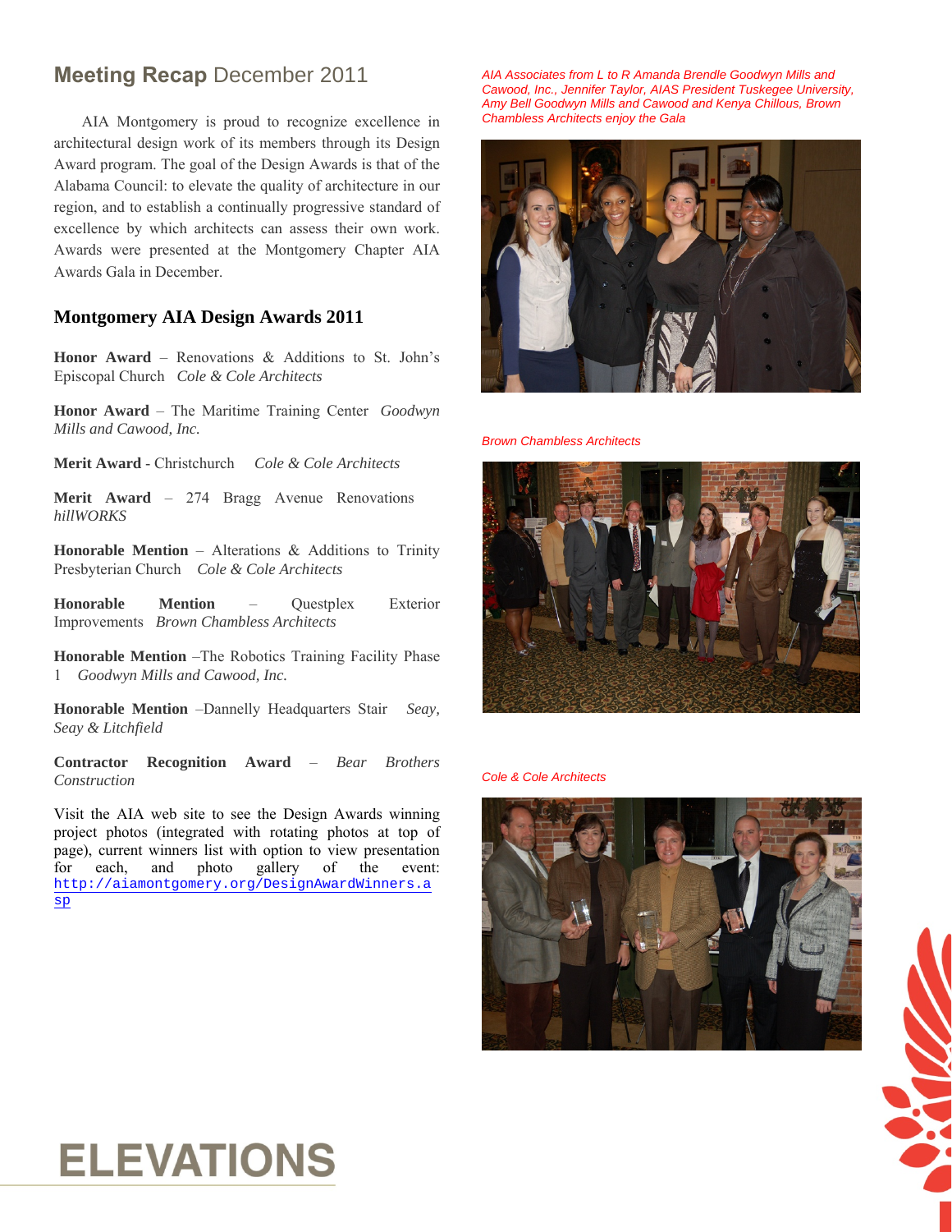## **Meeting Recap** December 2011

AIA Montgomery is proud to recognize excellence in architectural design work of its members through its Design Award program. The goal of the Design Awards is that of the Alabama Council: to elevate the quality of architecture in our region, and to establish a continually progressive standard of excellence by which architects can assess their own work. Awards were presented at the Montgomery Chapter AIA Awards Gala in December.

### Montgomery AIA Design Awards 2011

**Honor Award** – Renovations & Additions to St. John's Episcopal Church *Cole & Cole Architects*

**Honor Award** – The Maritime Training Center *Goodwyn Mills and Cawood, Inc.*

**Merit Award** - Christchurch *Cole & Cole Architects*

**Merit Award** – 274 Bragg Avenue Renovations *hillWORKS*

**Honorable Mention** – Alterations & Additions to Trinity Presbyterian Church *Cole & Cole Architects*

**Honorable Mention** – Questplex Exterior Improvements *Brown Chambless Architects*

**Honorable Mention** –The Robotics Training Facility Phase 1 *Goodwyn Mills and Cawood, Inc.*

**Honorable Mention** –Dannelly Headquarters Stair *Seay, Seay & Litchfield*

**Contractor Recognition Award** – *Bear Brothers Construction*

Visit the AIA web site to see the Design Awards winning project photos (integrated with rotating photos at top of page), current winners list with option to view presentation for each, and photo gallery of the event: http://aiamontgomery.org/DesignAwardWinners.asp

*AIA Associates from L to R Amanda Brendle Goodwyn Mills and Cawood, Inc., Jennifer Taylor, AIAS President Tuskegee University, Amy Bell Goodwyn Mills and Cawood and Kenya Chillous, Brown Chambless Architects enjoy the Gala*

*Brown Chambless Architects*

*Cole & Cole Architects*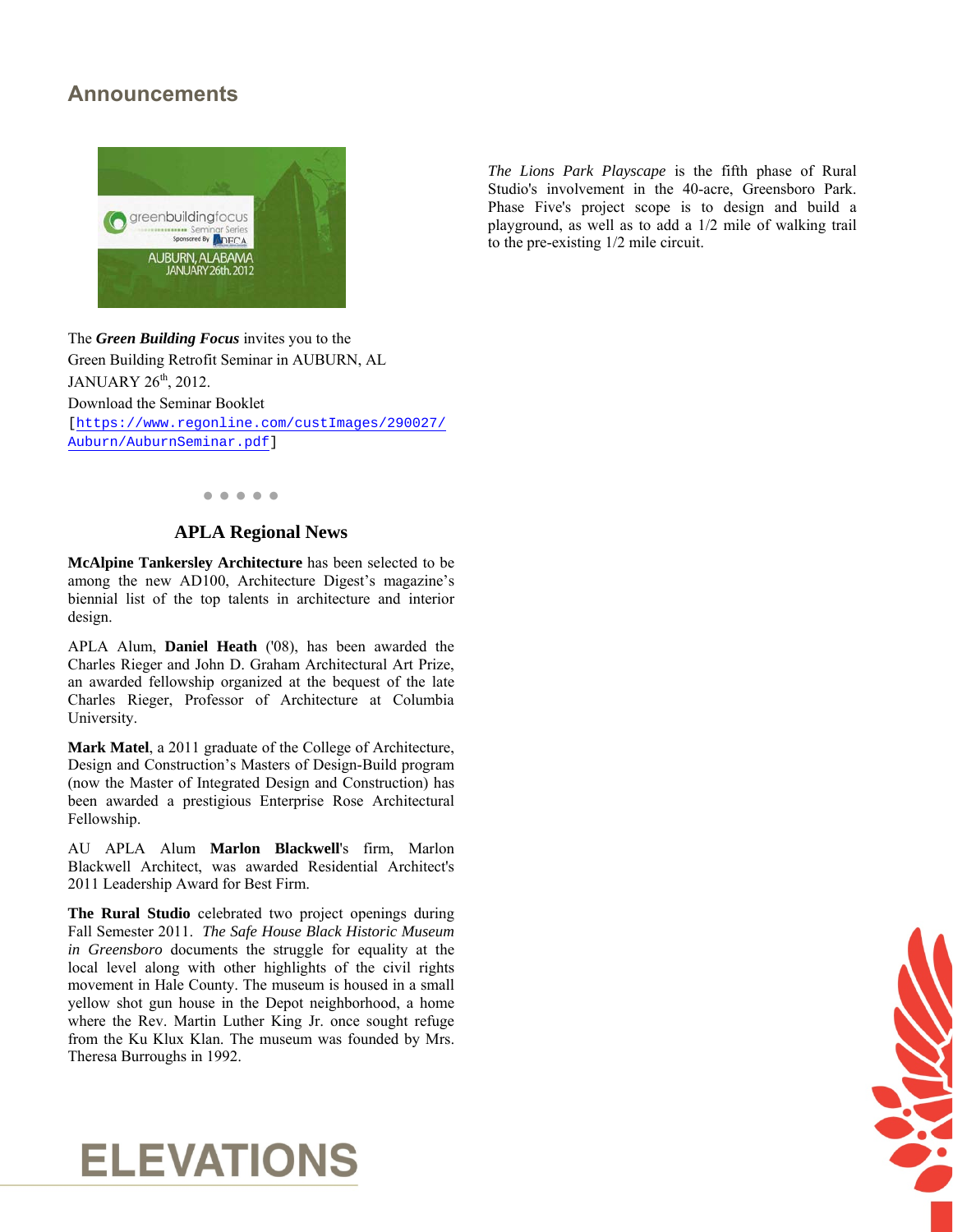## Announcements

The ***Green Building Focus*** invites you to the Green Building Retrofit Seminar in AUBURN, AL JANUARY 26th, 2012.

Download the Seminar Booklet [https://www.regonline.com/custImages/290027/Auburn/AuburnSeminar.pdf]

• • • • •

### APLA Regional News

**McAlpine Tankersley Architecture** has been selected to be among the new AD100, Architecture Digest's magazine's biennial list of the top talents in architecture and interior design.

APLA Alum, **Daniel Heath** ('08), has been awarded the Charles Rieger and John D. Graham Architectural Art Prize, an awarded fellowship organized at the bequest of the late Charles Rieger, Professor of Architecture at Columbia University.

**Mark Matel**, a 2011 graduate of the College of Architecture, Design and Construction's Masters of Design-Build program (now the Master of Integrated Design and Construction) has been awarded a prestigious Enterprise Rose Architectural Fellowship.

AU APLA Alum **Marlon Blackwell**'s firm, Marlon Blackwell Architect, was awarded Residential Architect's 2011 Leadership Award for Best Firm.

**The Rural Studio** celebrated two project openings during Fall Semester 2011. *The Safe House Black Historic Museum in Greensboro* documents the struggle for equality at the local level along with other highlights of the civil rights movement in Hale County. The museum is housed in a small yellow shot gun house in the Depot neighborhood, a home where the Rev. Martin Luther King Jr. once sought refuge from the Ku Klux Klan. The museum was founded by Mrs. Theresa Burroughs in 1992.

*The Lions Park Playscape* is the fifth phase of Rural Studio's involvement in the 40-acre, Greensboro Park. Phase Five's project scope is to design and build a playground, as well as to add a 1/2 mile of walking trail to the pre-existing 1/2 mile circuit.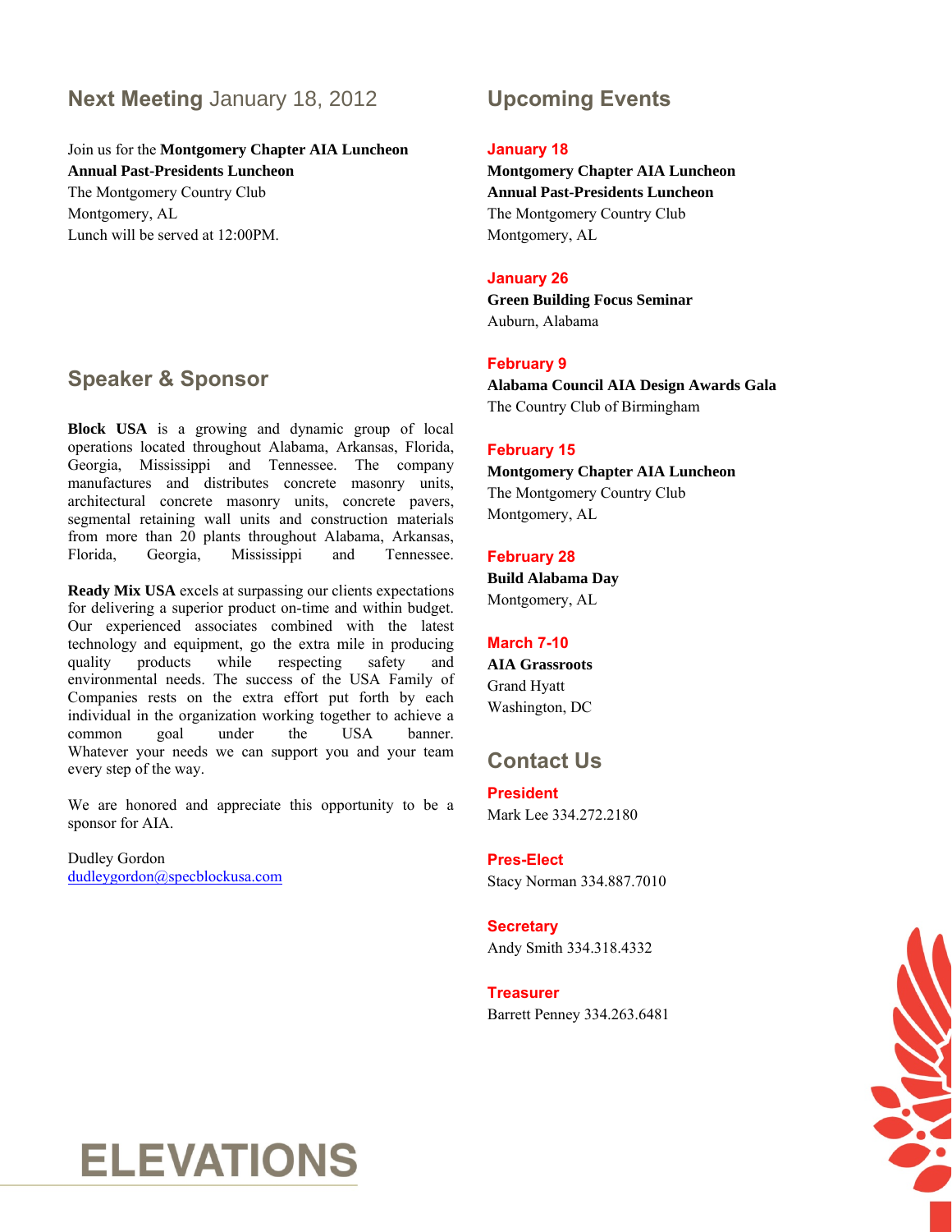## Next Meeting January 18, 2012

Join us for the **Montgomery Chapter AIA Luncheon**
**Annual Past-Presidents Luncheon**
The Montgomery Country Club
Montgomery, AL
Lunch will be served at 12:00PM.

## Speaker & Sponsor

**Block USA** is a growing and dynamic group of local operations located throughout Alabama, Arkansas, Florida, Georgia, Mississippi and Tennessee. The company manufactures and distributes concrete masonry units, architectural concrete masonry units, concrete pavers, segmental retaining wall units and construction materials from more than 20 plants throughout Alabama, Arkansas, Florida, Georgia, Mississippi and Tennessee.

**Ready Mix USA** excels at surpassing our clients expectations for delivering a superior product on-time and within budget. Our experienced associates combined with the latest technology and equipment, go the extra mile in producing quality products while respecting safety and environmental needs. The success of the USA Family of Companies rests on the extra effort put forth by each individual in the organization working together to achieve a common goal under the USA banner. Whatever your needs we can support you and your team every step of the way.

We are honored and appreciate this opportunity to be a sponsor for AIA.

Dudley Gordon
dudleygordon@specblockusa.com

## Upcoming Events

**January 18**
**Montgomery Chapter AIA Luncheon**
**Annual Past-Presidents Luncheon**
The Montgomery Country Club
Montgomery, AL

**January 26**
**Green Building Focus Seminar**
Auburn, Alabama

**February 9**
**Alabama Council AIA Design Awards Gala**
The Country Club of Birmingham

**February 15**
**Montgomery Chapter AIA Luncheon**
The Montgomery Country Club
Montgomery, AL

**February 28**
**Build Alabama Day**
Montgomery, AL

**March 7-10**
**AIA Grassroots**
Grand Hyatt
Washington, DC

## Contact Us

**President**
Mark Lee 334.272.2180

**Pres-Elect**
Stacy Norman 334.887.7010

**Secretary**
Andy Smith 334.318.4332

**Treasurer**
Barrett Penney 334.263.6481

ELEVATIONS